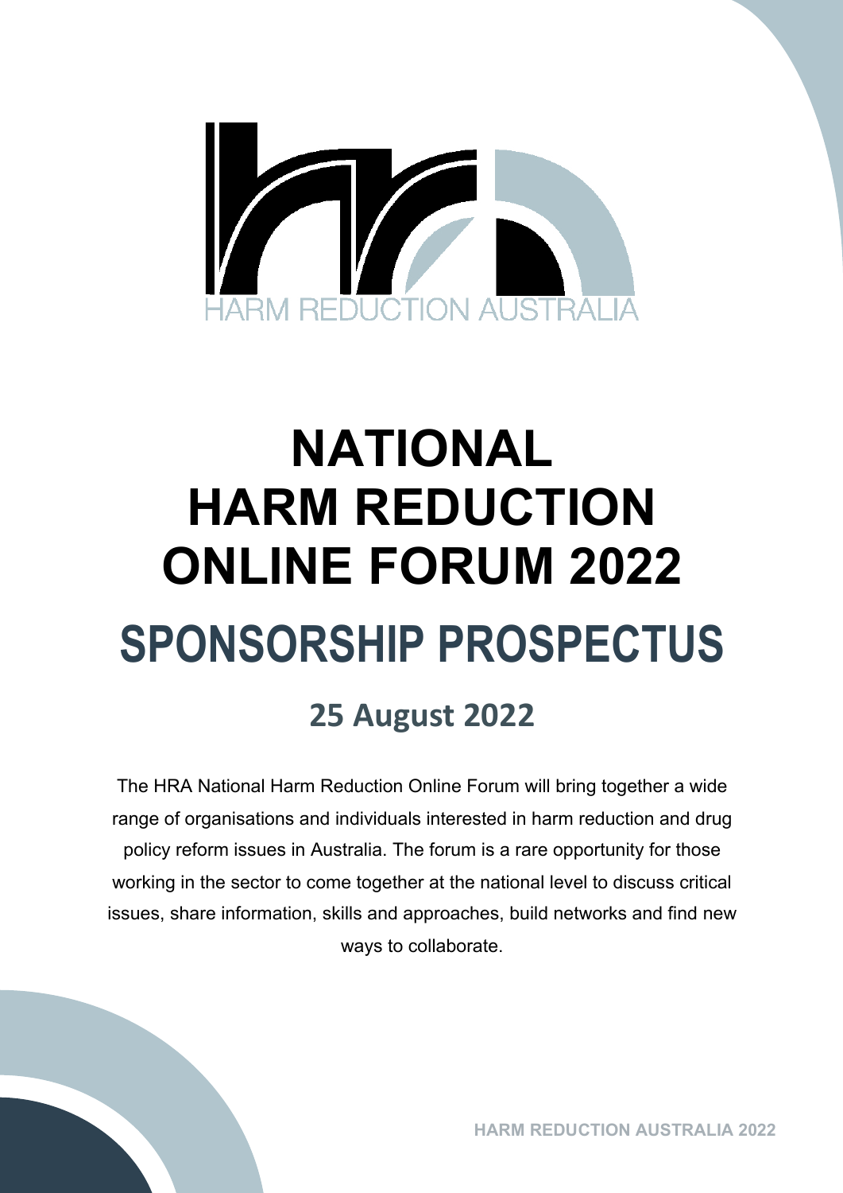HARM REDUCTION AUSTRALIA

# NATIONAL HARM REDUCTION ONLINE FORUM 2022

# SPONSORSHIP PROSPECTUS

## 25 August 2022

The HRA National Harm Reduction Online Forum will bring together a wide range of organisations and individuals interested in harm reduction and drug policy reform issues in Australia. The forum is a rare opportunity for those working in the sector to come together at the national level to discuss critical issues, share information, skills and approaches, build networks and find new ways to collaborate.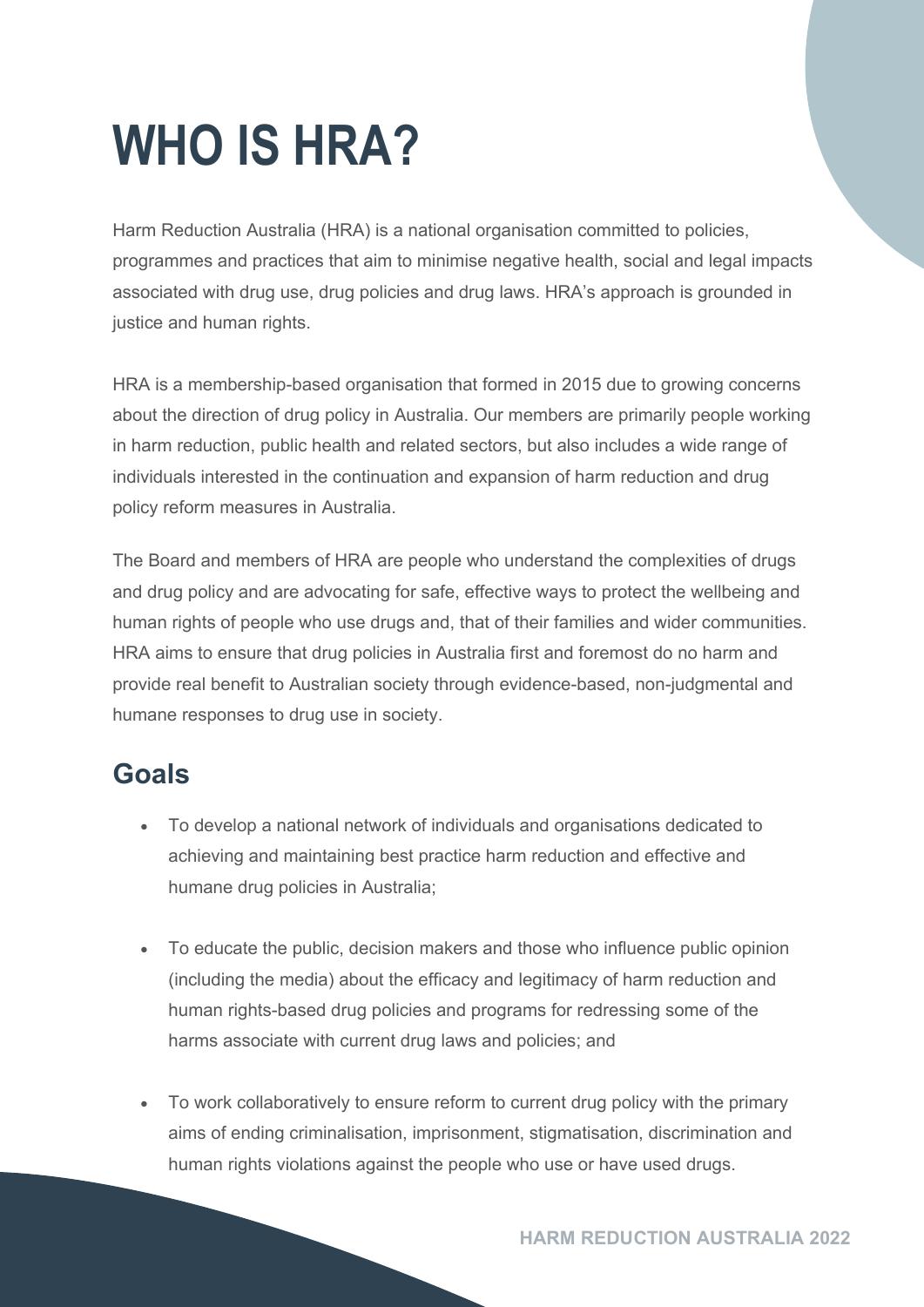# WHO IS HRA?

Harm Reduction Australia (HRA) is a national organisation committed to policies, programmes and practices that aim to minimise negative health, social and legal impacts associated with drug use, drug policies and drug laws. HRA's approach is grounded in justice and human rights.

HRA is a membership-based organisation that formed in 2015 due to growing concerns about the direction of drug policy in Australia. Our members are primarily people working in harm reduction, public health and related sectors, but also includes a wide range of individuals interested in the continuation and expansion of harm reduction and drug policy reform measures in Australia.

The Board and members of HRA are people who understand the complexities of drugs and drug policy and are advocating for safe, effective ways to protect the wellbeing and human rights of people who use drugs and, that of their families and wider communities. HRA aims to ensure that drug policies in Australia first and foremost do no harm and provide real benefit to Australian society through evidence-based, non-judgmental and humane responses to drug use in society.

## Goals

- To develop a national network of individuals and organisations dedicated to achieving and maintaining best practice harm reduction and effective and humane drug policies in Australia;
- To educate the public, decision makers and those who influence public opinion (including the media) about the efficacy and legitimacy of harm reduction and human rights-based drug policies and programs for redressing some of the harms associate with current drug laws and policies; and
- To work collaboratively to ensure reform to current drug policy with the primary aims of ending criminalisation, imprisonment, stigmatisation, discrimination and human rights violations against the people who use or have used drugs.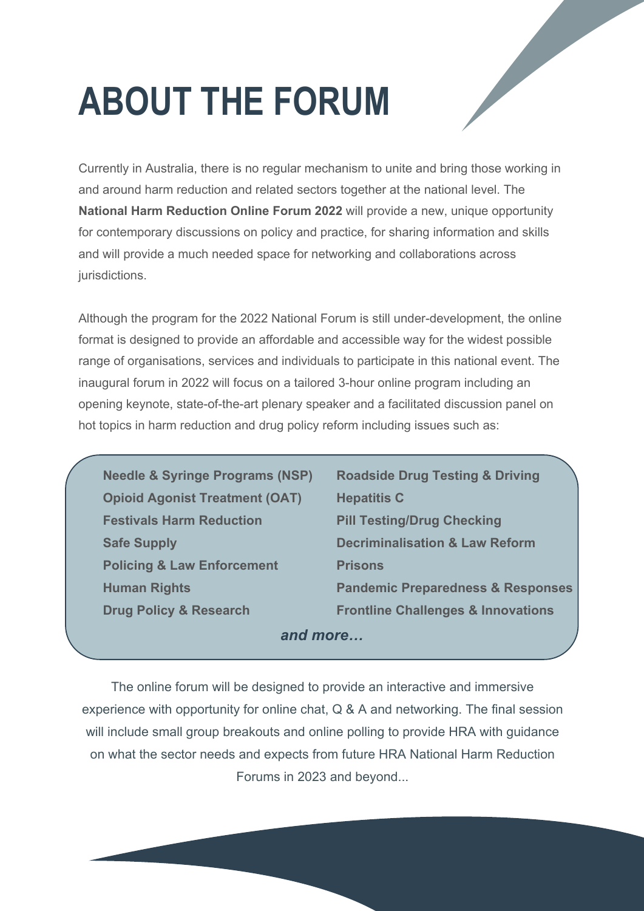# ABOUT THE FORUM

Currently in Australia, there is no regular mechanism to unite and bring those working in and around harm reduction and related sectors together at the national level. The **National Harm Reduction Online Forum 2022** will provide a new, unique opportunity for contemporary discussions on policy and practice, for sharing information and skills and will provide a much needed space for networking and collaborations across jurisdictions.

Although the program for the 2022 National Forum is still under-development, the online format is designed to provide an affordable and accessible way for the widest possible range of organisations, services and individuals to participate in this national event. The inaugural forum in 2022 will focus on a tailored 3-hour online program including an opening keynote, state-of-the-art plenary speaker and a facilitated discussion panel on hot topics in harm reduction and drug policy reform including issues such as:

- **Needle & Syringe Programs (NSP)**
- **Opioid Agonist Treatment (OAT)**
- **Festivals Harm Reduction**
- **Safe Supply**
- **Policing & Law Enforcement**
- **Human Rights**
- **Drug Policy & Research**
- **Roadside Drug Testing & Driving**
- **Hepatitis C**
- **Pill Testing/Drug Checking**
- **Decriminalisation & Law Reform**
- **Prisons**
- **Pandemic Preparedness & Responses**
- **Frontline Challenges & Innovations**

***and more…***

The online forum will be designed to provide an interactive and immersive experience with opportunity for online chat, Q & A and networking. The final session will include small group breakouts and online polling to provide HRA with guidance on what the sector needs and expects from future HRA National Harm Reduction Forums in 2023 and beyond...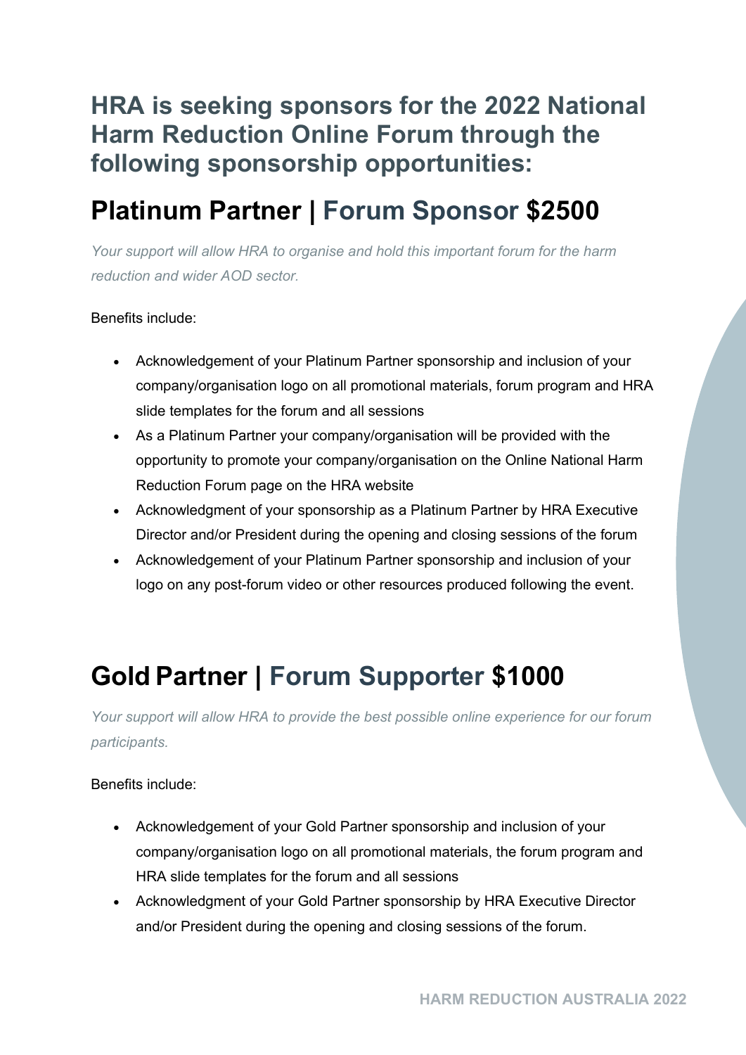## HRA is seeking sponsors for the 2022 National Harm Reduction Online Forum through the following sponsorship opportunities:

# Platinum Partner | Forum Sponsor $2500

*Your support will allow HRA to organise and hold this important forum for the harm reduction and wider AOD sector.*

Benefits include:

- Acknowledgement of your Platinum Partner sponsorship and inclusion of your company/organisation logo on all promotional materials, forum program and HRA slide templates for the forum and all sessions
- As a Platinum Partner your company/organisation will be provided with the opportunity to promote your company/organisation on the Online National Harm Reduction Forum page on the HRA website
- Acknowledgment of your sponsorship as a Platinum Partner by HRA Executive Director and/or President during the opening and closing sessions of the forum
- Acknowledgement of your Platinum Partner sponsorship and inclusion of your logo on any post-forum video or other resources produced following the event.

# Gold Partner | Forum Supporter $1000

*Your support will allow HRA to provide the best possible online experience for our forum participants.*

Benefits include:

- Acknowledgement of your Gold Partner sponsorship and inclusion of your company/organisation logo on all promotional materials, the forum program and HRA slide templates for the forum and all sessions
- Acknowledgment of your Gold Partner sponsorship by HRA Executive Director and/or President during the opening and closing sessions of the forum.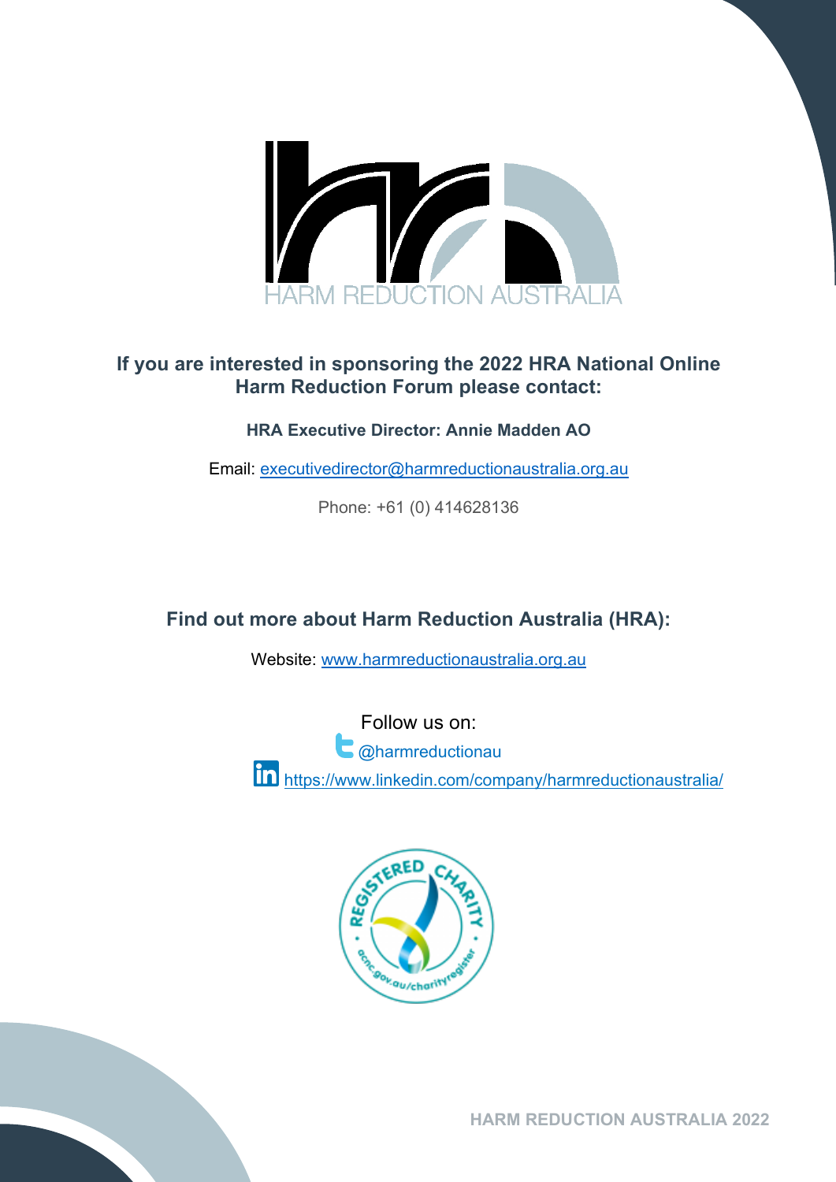HARM REDUCTION AUSTRALIA

**If you are interested in sponsoring the 2022 HRA National Online Harm Reduction Forum please contact:**

**HRA Executive Director: Annie Madden AO**

Email: executivedirector@harmreductionaustralia.org.au

Phone: +61 (0) 414628136

**Find out more about Harm Reduction Australia (HRA):**

Website: www.harmreductionaustralia.org.au

Follow us on:

@harmreductionau

https://www.linkedin.com/company/harmreductionaustralia/

REGISTERED CHARITY acnc.gov.au/charityregister